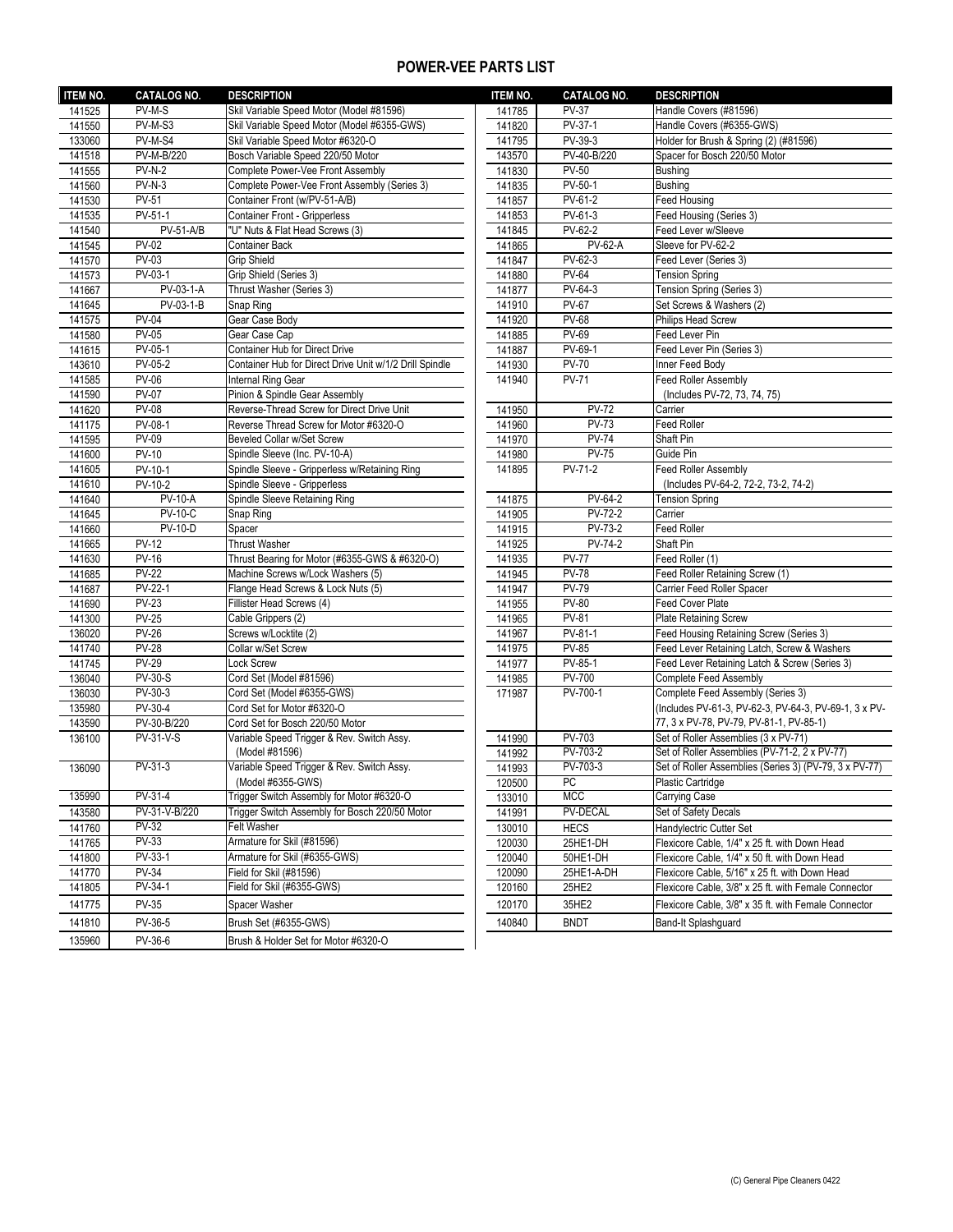# POWER-VEE PARTS LIST

| ITEM NO. | CATALOG NO. | DESCRIPTION |
|---|---|---|
| 141525 | PV-M-S | Skil Variable Speed Motor (Model #81596) |
| 141550 | PV-M-S3 | Skil Variable Speed Motor (Model #6355-GWS) |
| 133060 | PV-M-S4 | Skil Variable Speed Motor #6320-O |
| 141518 | PV-M-B/220 | Bosch Variable Speed 220/50 Motor |
| 141555 | PV-N-2 | Complete Power-Vee Front Assembly |
| 141560 | PV-N-3 | Complete Power-Vee Front Assembly (Series 3) |
| 141530 | PV-51 | Container Front (w/PV-51-A/B) |
| 141535 | PV-51-1 | Container Front - Gripperless |
| 141540 | PV-51-A/B | "U" Nuts & Flat Head Screws (3) |
| 141545 | PV-02 | Container Back |
| 141570 | PV-03 | Grip Shield |
| 141573 | PV-03-1 | Grip Shield (Series 3) |
| 141667 | PV-03-1-A | Thrust Washer (Series 3) |
| 141645 | PV-03-1-B | Snap Ring |
| 141575 | PV-04 | Gear Case Body |
| 141580 | PV-05 | Gear Case Cap |
| 141615 | PV-05-1 | Container Hub for Direct Drive |
| 143610 | PV-05-2 | Container Hub for Direct Drive Unit w/1/2 Drill Spindle |
| 141585 | PV-06 | Internal Ring Gear |
| 141590 | PV-07 | Pinion & Spindle Gear Assembly |
| 141620 | PV-08 | Reverse-Thread Screw for Direct Drive Unit |
| 141175 | PV-08-1 | Reverse Thread Screw for Motor #6320-O |
| 141595 | PV-09 | Beveled Collar w/Set Screw |
| 141600 | PV-10 | Spindle Sleeve (Inc. PV-10-A) |
| 141605 | PV-10-1 | Spindle Sleeve - Gripperless w/Retaining Ring |
| 141610 | PV-10-2 | Spindle Sleeve - Gripperless |
| 141640 | PV-10-A | Spindle Sleeve Retaining Ring |
| 141645 | PV-10-C | Snap Ring |
| 141660 | PV-10-D | Spacer |
| 141665 | PV-12 | Thrust Washer |
| 141630 | PV-16 | Thrust Bearing for Motor (#6355-GWS & #6320-O) |
| 141685 | PV-22 | Machine Screws w/Lock Washers (5) |
| 141687 | PV-22-1 | Flange Head Screws & Lock Nuts (5) |
| 141690 | PV-23 | Fillister Head Screws (4) |
| 141300 | PV-25 | Cable Grippers (2) |
| 136020 | PV-26 | Screws w/Locktite (2) |
| 141740 | PV-28 | Collar w/Set Screw |
| 141745 | PV-29 | Lock Screw |
| 136040 | PV-30-S | Cord Set (Model #81596) |
| 136030 | PV-30-3 | Cord Set (Model #6355-GWS) |
| 135980 | PV-30-4 | Cord Set for Motor #6320-O |
| 143590 | PV-30-B/220 | Cord Set for Bosch 220/50 Motor |
| 136100 | PV-31-V-S | Variable Speed Trigger & Rev. Switch Assy. (Model #81596) |
| 136090 | PV-31-3 | Variable Speed Trigger & Rev. Switch Assy. (Model #6355-GWS) |
| 135990 | PV-31-4 | Trigger Switch Assembly for Motor #6320-O |
| 143580 | PV-31-V-B/220 | Trigger Switch Assembly for Bosch 220/50 Motor |
| 141760 | PV-32 | Felt Washer |
| 141765 | PV-33 | Armature for Skil (#81596) |
| 141800 | PV-33-1 | Armature for Skil (#6355-GWS) |
| 141770 | PV-34 | Field for Skil (#81596) |
| 141805 | PV-34-1 | Field for Skil (#6355-GWS) |
| 141775 | PV-35 | Spacer Washer |
| 141810 | PV-36-5 | Brush Set (#6355-GWS) |
| 135960 | PV-36-6 | Brush & Holder Set for Motor #6320-O |
| 141785 | PV-37 | Handle Covers (#81596) |
| 141820 | PV-37-1 | Handle Covers (#6355-GWS) |
| 141795 | PV-39-3 | Holder for Brush & Spring (2) (#81596) |
| 143570 | PV-40-B/220 | Spacer for Bosch 220/50 Motor |
| 141830 | PV-50 | Bushing |
| 141835 | PV-50-1 | Bushing |
| 141857 | PV-61-2 | Feed Housing |
| 141853 | PV-61-3 | Feed Housing (Series 3) |
| 141845 | PV-62-2 | Feed Lever w/Sleeve |
| 141865 | PV-62-A | Sleeve for PV-62-2 |
| 141847 | PV-62-3 | Feed Lever (Series 3) |
| 141880 | PV-64 | Tension Spring |
| 141877 | PV-64-3 | Tension Spring (Series 3) |
| 141910 | PV-67 | Set Screws & Washers (2) |
| 141920 | PV-68 | Philips Head Screw |
| 141885 | PV-69 | Feed Lever Pin |
| 141887 | PV-69-1 | Feed Lever Pin (Series 3) |
| 141930 | PV-70 | Inner Feed Body |
| 141940 | PV-71 | Feed Roller Assembly (Includes PV-72, 73, 74, 75) |
| 141950 | PV-72 | Carrier |
| 141960 | PV-73 | Feed Roller |
| 141970 | PV-74 | Shaft Pin |
| 141980 | PV-75 | Guide Pin |
| 141895 | PV-71-2 | Feed Roller Assembly (Includes PV-64-2, 72-2, 73-2, 74-2) |
| 141875 | PV-64-2 | Tension Spring |
| 141905 | PV-72-2 | Carrier |
| 141915 | PV-73-2 | Feed Roller |
| 141925 | PV-74-2 | Shaft Pin |
| 141935 | PV-77 | Feed Roller (1) |
| 141945 | PV-78 | Feed Roller Retaining Screw (1) |
| 141947 | PV-79 | Carrier Feed Roller Spacer |
| 141955 | PV-80 | Feed Cover Plate |
| 141965 | PV-81 | Plate Retaining Screw |
| 141967 | PV-81-1 | Feed Housing Retaining Screw (Series 3) |
| 141975 | PV-85 | Feed Lever Retaining Latch, Screw & Washers |
| 141977 | PV-85-1 | Feed Lever Retaining Latch & Screw (Series 3) |
| 141985 | PV-700 | Complete Feed Assembly |
| 171987 | PV-700-1 | Complete Feed Assembly (Series 3) (Includes PV-61-3, PV-62-3, PV-64-3, PV-69-1, 3 x PV-77, 3 x PV-78, PV-79, PV-81-1, PV-85-1) |
| 141990 | PV-703 | Set of Roller Assemblies (3 x PV-71) |
| 141992 | PV-703-2 | Set of Roller Assemblies (PV-71-2, 2 x PV-77) |
| 141993 | PV-703-3 | Set of Roller Assemblies (Series 3) (PV-79, 3 x PV-77) |
| 120500 | PC | Plastic Cartridge |
| 133010 | MCC | Carrying Case |
| 141991 | PV-DECAL | Set of Safety Decals |
| 130010 | HECS | Handylectric Cutter Set |
| 120030 | 25HE1-DH | Flexicore Cable, 1/4" x 25 ft. with Down Head |
| 120040 | 50HE1-DH | Flexicore Cable, 1/4" x 50 ft. with Down Head |
| 120090 | 25HE1-A-DH | Flexicore Cable, 5/16" x 25 ft. with Down Head |
| 120160 | 25HE2 | Flexicore Cable, 3/8" x 25 ft. with Female Connector |
| 120170 | 35HE2 | Flexicore Cable, 3/8" x 35 ft. with Female Connector |
| 140840 | BNDT | Band-It Splashguard |

(C) General Pipe Cleaners 0422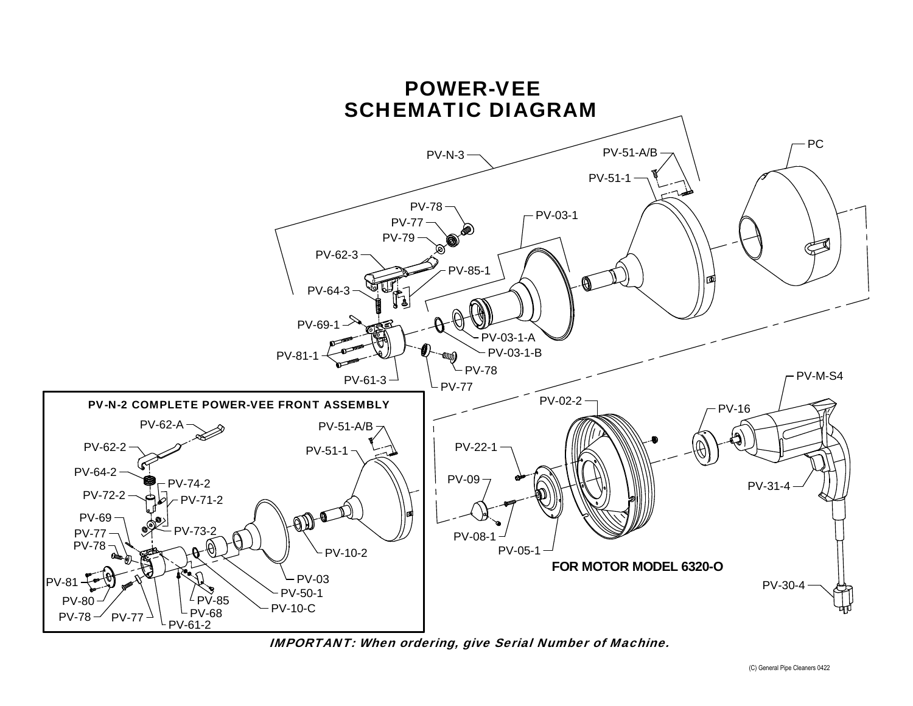# POWER-VEE
# SCHEMATIC DIAGRAM

PV-N-3

PV-51-A/B

PV-51-1

PC

PV-78

PV-77

PV-79

PV-03-1

PV-62-3

PV-85-1

PV-64-3

PV-69-1

PV-03-1-A

PV-81-1

PV-03-1-B

PV-78

PV-61-3

PV-77

PV-M-S4

PV-02-2

PV-16

**PV-N-2 COMPLETE POWER-VEE FRONT ASSEMBLY**

PV-62-A

PV-51-A/B

PV-51-1

PV-62-2

PV-64-2

PV-74-2

PV-72-2

PV-71-2

PV-69

PV-73-2

PV-77

PV-78

PV-10-2

PV-81

PV-03

PV-80

PV-85

PV-50-1

PV-68

PV-10-C

PV-78

PV-77

PV-61-2

PV-22-1

PV-09

PV-31-4

PV-08-1

PV-05-1

**FOR MOTOR MODEL 6320-O**

PV-30-4

***IMPORTANT: When ordering, give Serial Number of Machine.***

(C) General Pipe Cleaners 0422